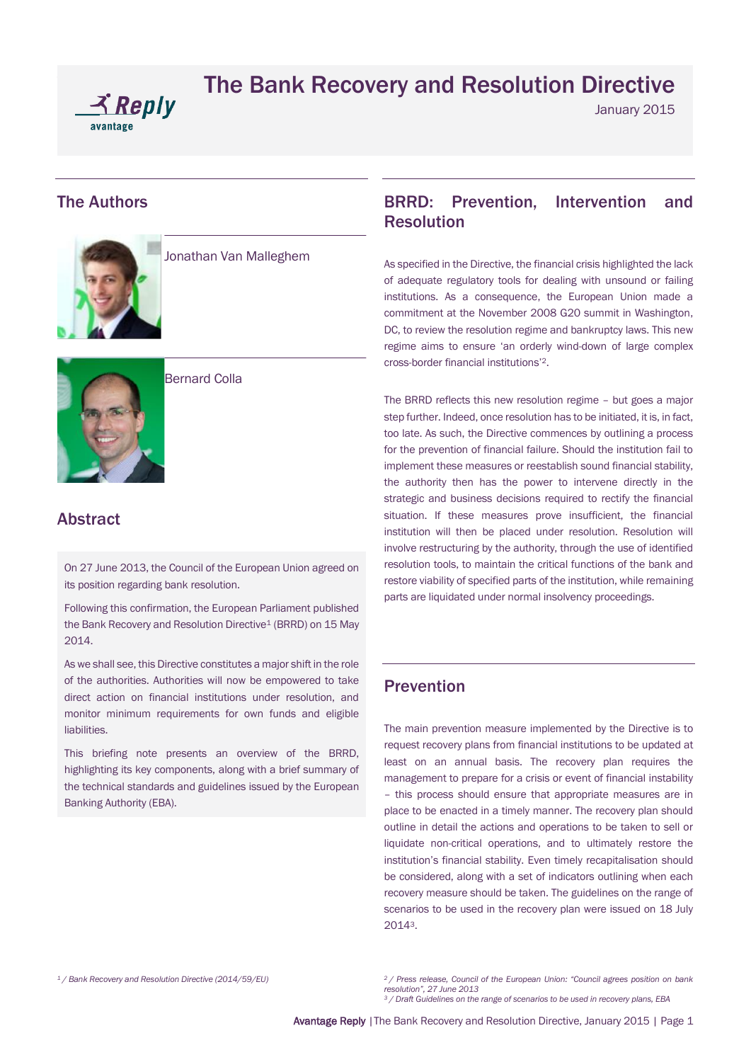# The Bank Recovery and Resolution Directive

January 2015

## The Authors

Jonathan Van Malleghem

Bernard Colla

## Abstract

On 27 June 2013, the Council of the European Union agreed on its position regarding bank resolution.

Following this confirmation, the European Parliament published the Bank Recovery and Resolution Directive[1] (BRRD) on 15 May 2014.

As we shall see, this Directive constitutes a major shift in the role of the authorities. Authorities will now be empowered to take direct action on financial institutions under resolution, and monitor minimum requirements for own funds and eligible liabilities.

This briefing note presents an overview of the BRRD, highlighting its key components, along with a brief summary of the technical standards and guidelines issued by the European Banking Authority (EBA).

## BRRD: Prevention, Intervention and Resolution

As specified in the Directive, the financial crisis highlighted the lack of adequate regulatory tools for dealing with unsound or failing institutions. As a consequence, the European Union made a commitment at the November 2008 G20 summit in Washington, DC, to review the resolution regime and bankruptcy laws. This new regime aims to ensure 'an orderly wind-down of large complex cross-border financial institutions'[2].

The BRRD reflects this new resolution regime – but goes a major step further. Indeed, once resolution has to be initiated, it is, in fact, too late. As such, the Directive commences by outlining a process for the prevention of financial failure. Should the institution fail to implement these measures or reestablish sound financial stability, the authority then has the power to intervene directly in the strategic and business decisions required to rectify the financial situation. If these measures prove insufficient, the financial institution will then be placed under resolution. Resolution will involve restructuring by the authority, through the use of identified resolution tools, to maintain the critical functions of the bank and restore viability of specified parts of the institution, while remaining parts are liquidated under normal insolvency proceedings.

## Prevention

The main prevention measure implemented by the Directive is to request recovery plans from financial institutions to be updated at least on an annual basis. The recovery plan requires the management to prepare for a crisis or event of financial instability – this process should ensure that appropriate measures are in place to be enacted in a timely manner. The recovery plan should outline in detail the actions and operations to be taken to sell or liquidate non-critical operations, and to ultimately restore the institution's financial stability. Even timely recapitalisation should be considered, along with a set of indicators outlining when each recovery measure should be taken. The guidelines on the range of scenarios to be used in the recovery plan were issued on 18 July 2014[3].

---

*[1] / Bank Recovery and Resolution Directive (2014/59/EU)*

*[2] / Press release, Council of the European Union: "Council agrees position on bank resolution", 27 June 2013*

*[3] / Draft Guidelines on the range of scenarios to be used in recovery plans, EBA*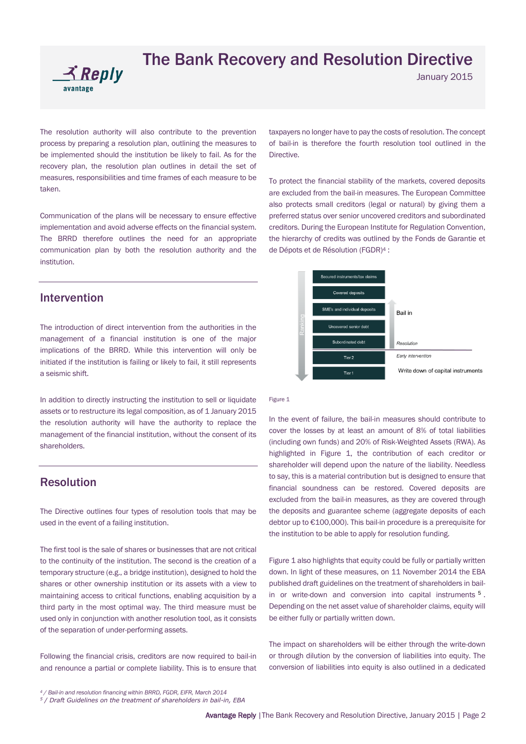The resolution authority will also contribute to the prevention process by preparing a resolution plan, outlining the measures to be implemented should the institution be likely to fail. As for the recovery plan, the resolution plan outlines in detail the set of measures, responsibilities and time frames of each measure to be taken.

Communication of the plans will be necessary to ensure effective implementation and avoid adverse effects on the financial system. The BRRD therefore outlines the need for an appropriate communication plan by both the resolution authority and the institution.

## Intervention

The introduction of direct intervention from the authorities in the management of a financial institution is one of the major implications of the BRRD. While this intervention will only be initiated if the institution is failing or likely to fail, it still represents a seismic shift.

In addition to directly instructing the institution to sell or liquidate assets or to restructure its legal composition, as of 1 January 2015 the resolution authority will have the authority to replace the management of the financial institution, without the consent of its shareholders.

## Resolution

The Directive outlines four types of resolution tools that may be used in the event of a failing institution.

The first tool is the sale of shares or businesses that are not critical to the continuity of the institution. The second is the creation of a temporary structure (e.g., a bridge institution), designed to hold the shares or other ownership institution or its assets with a view to maintaining access to critical functions, enabling acquisition by a third party in the most optimal way. The third measure must be used only in conjunction with another resolution tool, as it consists of the separation of under-performing assets.

Following the financial crisis, creditors are now required to bail-in and renounce a partial or complete liability. This is to ensure that taxpayers no longer have to pay the costs of resolution. The concept of bail-in is therefore the fourth resolution tool outlined in the Directive.

To protect the financial stability of the markets, covered deposits are excluded from the bail-in measures. The European Committee also protects small creditors (legal or natural) by giving them a preferred status over senior uncovered creditors and subordinated creditors. During the European Institute for Regulation Convention, the hierarchy of credits was outlined by the Fonds de Garantie et de Dépots et de Résolution (FGDR)[4] :

| Ranking | |
|---|---|
| Secured instruments/tax claims | |
| Covered deposits | |
| SME's and individual deposits | Bail in |
| Uncovered senior debt | Bail in |
| Subordinated debt | Bail in / Resolution |
| Tier 2 | Early intervention / Write down of capital instruments |
| Tier 1 | Write down of capital instruments |

Figure 1

In the event of failure, the bail-in measures should contribute to cover the losses by at least an amount of 8% of total liabilities (including own funds) and 20% of Risk-Weighted Assets (RWA). As highlighted in Figure 1, the contribution of each creditor or shareholder will depend upon the nature of the liability. Needless to say, this is a material contribution but is designed to ensure that financial soundness can be restored. Covered deposits are excluded from the bail-in measures, as they are covered through the deposits and guarantee scheme (aggregate deposits of each debtor up to €100,000). This bail-in procedure is a prerequisite for the institution to be able to apply for resolution funding.

Figure 1 also highlights that equity could be fully or partially written down. In light of these measures, on 11 November 2014 the EBA published draft guidelines on the treatment of shareholders in bail-in or write-down and conversion into capital instruments [5]. Depending on the net asset value of shareholder claims, equity will be either fully or partially written down.

The impact on shareholders will be either through the write-down or through dilution by the conversion of liabilities into equity. The conversion of liabilities into equity is also outlined in a dedicated

---

*4 / Bail-in and resolution financing within BRRD, FGDR, EIFR, March 2014*
*5 / Draft Guidelines on the treatment of shareholders in bail-in, EBA*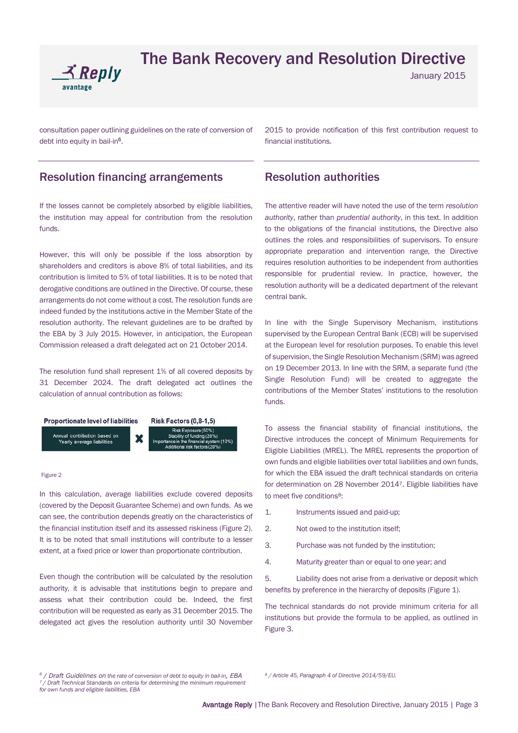consultation paper outlining guidelines on the rate of conversion of debt into equity in bail-in[6].

2015 to provide notification of this first contribution request to financial institutions.

## Resolution financing arrangements

If the losses cannot be completely absorbed by eligible liabilities, the institution may appeal for contribution from the resolution funds.

However, this will only be possible if the loss absorption by shareholders and creditors is above 8% of total liabilities, and its contribution is limited to 5% of total liabilities. It is to be noted that derogative conditions are outlined in the Directive. Of course, these arrangements do not come without a cost. The resolution funds are indeed funded by the institutions active in the Member State of the resolution authority. The relevant guidelines are to be drafted by the EBA by 3 July 2015. However, in anticipation, the European Commission released a draft delegated act on 21 October 2014.

The resolution fund shall represent 1% of all covered deposits by 31 December 2024. The draft delegated act outlines the calculation of annual contribution as follows:

| Proportionate level of liabilities | | Risk Factors (0,8-1,5) |
|---|---|---|
| Annual contribution based on Yearly average liabilities | ✖ | Risk Exposure (50%)<br>Stability of funding (20%)<br>Importance in the financial system (10%)<br>Additional risk factors (20%) |

Figure 2

In this calculation, average liabilities exclude covered deposits (covered by the Deposit Guarantee Scheme) and own funds. As we can see, the contribution depends greatly on the characteristics of the financial institution itself and its assessed riskiness (Figure 2). It is to be noted that small institutions will contribute to a lesser extent, at a fixed price or lower than proportionate contribution.

Even though the contribution will be calculated by the resolution authority, it is advisable that institutions begin to prepare and assess what their contribution could be. Indeed, the first contribution will be requested as early as 31 December 2015. The delegated act gives the resolution authority until 30 November 2015 to provide notification of this first contribution request to financial institutions.

## Resolution authorities

The attentive reader will have noted the use of the term *resolution authority*, rather than *prudential authority*, in this text. In addition to the obligations of the financial institutions, the Directive also outlines the roles and responsibilities of supervisors. To ensure appropriate preparation and intervention range, the Directive requires resolution authorities to be independent from authorities responsible for prudential review. In practice, however, the resolution authority will be a dedicated department of the relevant central bank.

In line with the Single Supervisory Mechanism, institutions supervised by the European Central Bank (ECB) will be supervised at the European level for resolution purposes. To enable this level of supervision, the Single Resolution Mechanism (SRM) was agreed on 19 December 2013. In line with the SRM, a separate fund (the Single Resolution Fund) will be created to aggregate the contributions of the Member States' institutions to the resolution funds.

To assess the financial stability of financial institutions, the Directive introduces the concept of Minimum Requirements for Eligible Liabilities (MREL). The MREL represents the proportion of own funds and eligible liabilities over total liabilities and own funds, for which the EBA issued the draft technical standards on criteria for determination on 28 November 2014[7]. Eligible liabilities have to meet five conditions[8]:

1. Instruments issued and paid-up;
2. Not owed to the institution itself;
3. Purchase was not funded by the institution;
4. Maturity greater than or equal to one year; and
5. Liability does not arise from a derivative or deposit which benefits by preference in the hierarchy of deposits (Figure 1).

The technical standards do not provide minimum criteria for all institutions but provide the formula to be applied, as outlined in Figure 3.

---

[6] / *Draft Guidelines on the rate of conversion of debt to equity in bail-in, EBA*
[7] / *Draft Technical Standards on criteria for determining the minimum requirement for own funds and eligible liabilities, EBA*
[8] / *Article 45, Paragraph 4 of Directive 2014/59/EU.*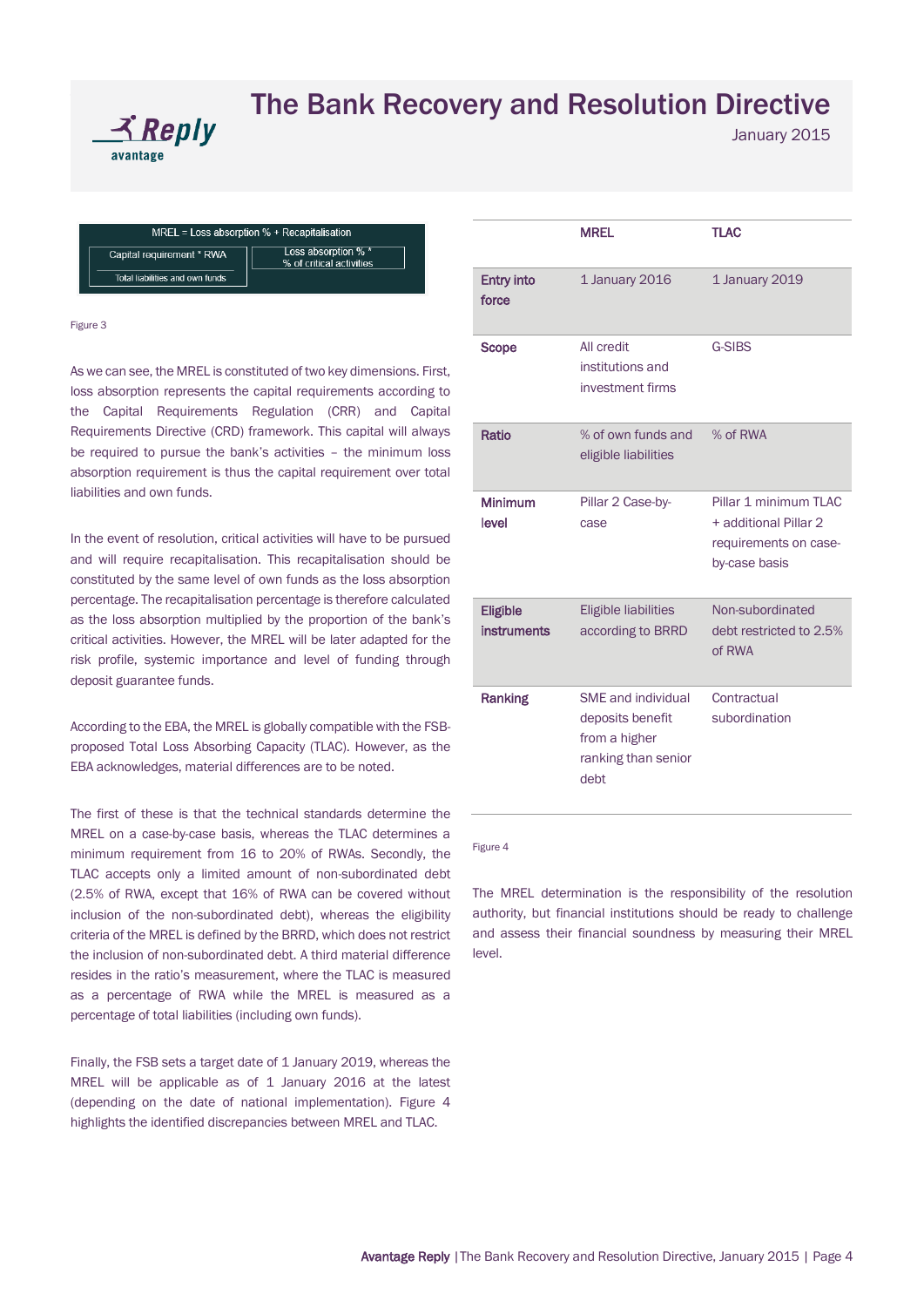MREL = Loss absorption % + Recapitalisation

| Capital requirement * RWA / Total liabilities and own funds | Loss absorption % * % of critical activities |
|---|---|

Figure 3

As we can see, the MREL is constituted of two key dimensions. First, loss absorption represents the capital requirements according to the Capital Requirements Regulation (CRR) and Capital Requirements Directive (CRD) framework. This capital will always be required to pursue the bank's activities – the minimum loss absorption requirement is thus the capital requirement over total liabilities and own funds.

In the event of resolution, critical activities will have to be pursued and will require recapitalisation. This recapitalisation should be constituted by the same level of own funds as the loss absorption percentage. The recapitalisation percentage is therefore calculated as the loss absorption multiplied by the proportion of the bank's critical activities. However, the MREL will be later adapted for the risk profile, systemic importance and level of funding through deposit guarantee funds.

According to the EBA, the MREL is globally compatible with the FSB-proposed Total Loss Absorbing Capacity (TLAC). However, as the EBA acknowledges, material differences are to be noted.

The first of these is that the technical standards determine the MREL on a case-by-case basis, whereas the TLAC determines a minimum requirement from 16 to 20% of RWAs. Secondly, the TLAC accepts only a limited amount of non-subordinated debt (2.5% of RWA, except that 16% of RWA can be covered without inclusion of the non-subordinated debt), whereas the eligibility criteria of the MREL is defined by the BRRD, which does not restrict the inclusion of non-subordinated debt. A third material difference resides in the ratio's measurement, where the TLAC is measured as a percentage of RWA while the MREL is measured as a percentage of total liabilities (including own funds).

Finally, the FSB sets a target date of 1 January 2019, whereas the MREL will be applicable as of 1 January 2016 at the latest (depending on the date of national implementation). Figure 4 highlights the identified discrepancies between MREL and TLAC.

| | MREL | TLAC |
|---|---|---|
| **Entry into force** | 1 January 2016 | 1 January 2019 |
| **Scope** | All credit institutions and investment firms | G-SIBS |
| **Ratio** | % of own funds and eligible liabilities | % of RWA |
| **Minimum level** | Pillar 2 Case-by-case | Pillar 1 minimum TLAC + additional Pillar 2 requirements on case-by-case basis |
| **Eligible instruments** | Eligible liabilities according to BRRD | Non-subordinated debt restricted to 2.5% of RWA |
| **Ranking** | SME and individual deposits benefit from a higher ranking than senior debt | Contractual subordination |

Figure 4

The MREL determination is the responsibility of the resolution authority, but financial institutions should be ready to challenge and assess their financial soundness by measuring their MREL level.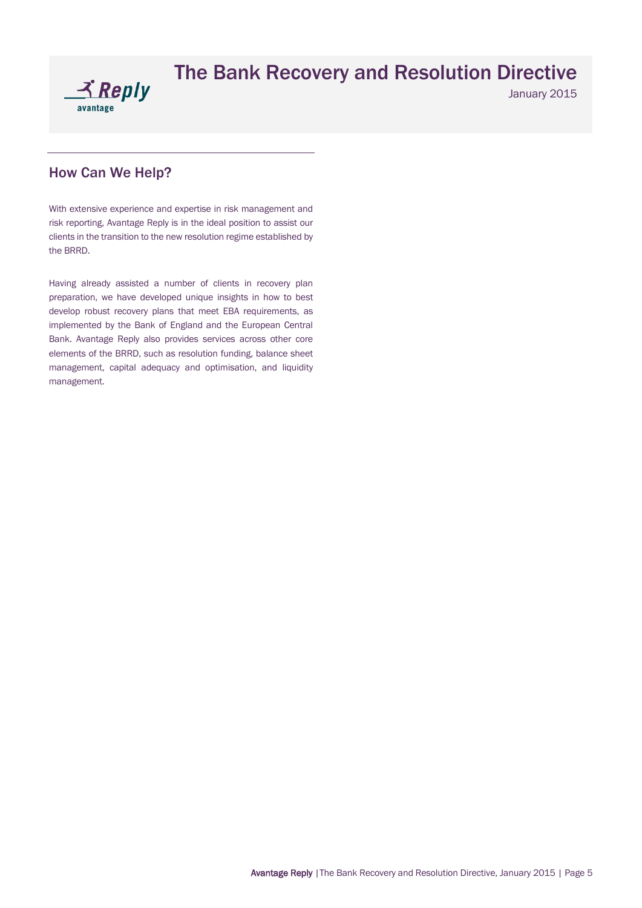## How Can We Help?

With extensive experience and expertise in risk management and risk reporting, Avantage Reply is in the ideal position to assist our clients in the transition to the new resolution regime established by the BRRD.

Having already assisted a number of clients in recovery plan preparation, we have developed unique insights in how to best develop robust recovery plans that meet EBA requirements, as implemented by the Bank of England and the European Central Bank. Avantage Reply also provides services across other core elements of the BRRD, such as resolution funding, balance sheet management, capital adequacy and optimisation, and liquidity management.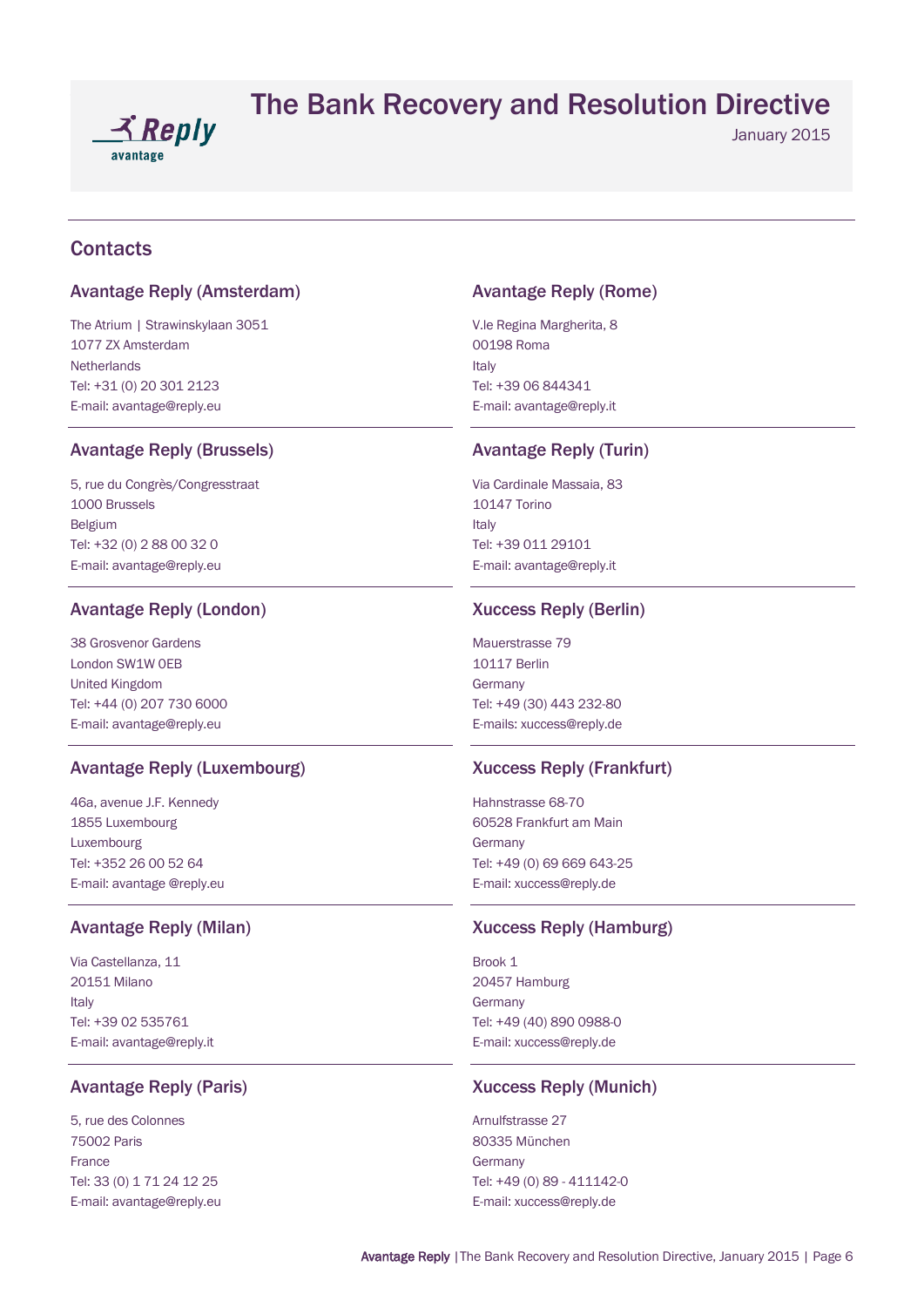## Contacts

### Avantage Reply (Amsterdam)

The Atrium | Strawinskylaan 3051
1077 ZX Amsterdam
Netherlands
Tel: +31 (0) 20 301 2123
E-mail: avantage@reply.eu

### Avantage Reply (Brussels)

5, rue du Congrès/Congresstraat
1000 Brussels
Belgium
Tel: +32 (0) 2 88 00 32 0
E-mail: avantage@reply.eu

### Avantage Reply (London)

38 Grosvenor Gardens
London SW1W 0EB
United Kingdom
Tel: +44 (0) 207 730 6000
E-mail: avantage@reply.eu

### Avantage Reply (Luxembourg)

46a, avenue J.F. Kennedy
1855 Luxembourg
Luxembourg
Tel: +352 26 00 52 64
E-mail: avantage @reply.eu

### Avantage Reply (Milan)

Via Castellanza, 11
20151 Milano
Italy
Tel: +39 02 535761
E-mail: avantage@reply.it

### Avantage Reply (Paris)

5, rue des Colonnes
75002 Paris
France
Tel: 33 (0) 1 71 24 12 25
E-mail: avantage@reply.eu

### Avantage Reply (Rome)

V.le Regina Margherita, 8
00198 Roma
Italy
Tel: +39 06 844341
E-mail: avantage@reply.it

### Avantage Reply (Turin)

Via Cardinale Massaia, 83
10147 Torino
Italy
Tel: +39 011 29101
E-mail: avantage@reply.it

### Xuccess Reply (Berlin)

Mauerstrasse 79
10117 Berlin
Germany
Tel: +49 (30) 443 232-80
E-mails: xuccess@reply.de

### Xuccess Reply (Frankfurt)

Hahnstrasse 68-70
60528 Frankfurt am Main
Germany
Tel: +49 (0) 69 669 643-25
E-mail: xuccess@reply.de

### Xuccess Reply (Hamburg)

Brook 1
20457 Hamburg
Germany
Tel: +49 (40) 890 0988-0
E-mail: xuccess@reply.de

### Xuccess Reply (Munich)

Arnulfstrasse 27
80335 München
Germany
Tel: +49 (0) 89 - 411142-0
E-mail: xuccess@reply.de